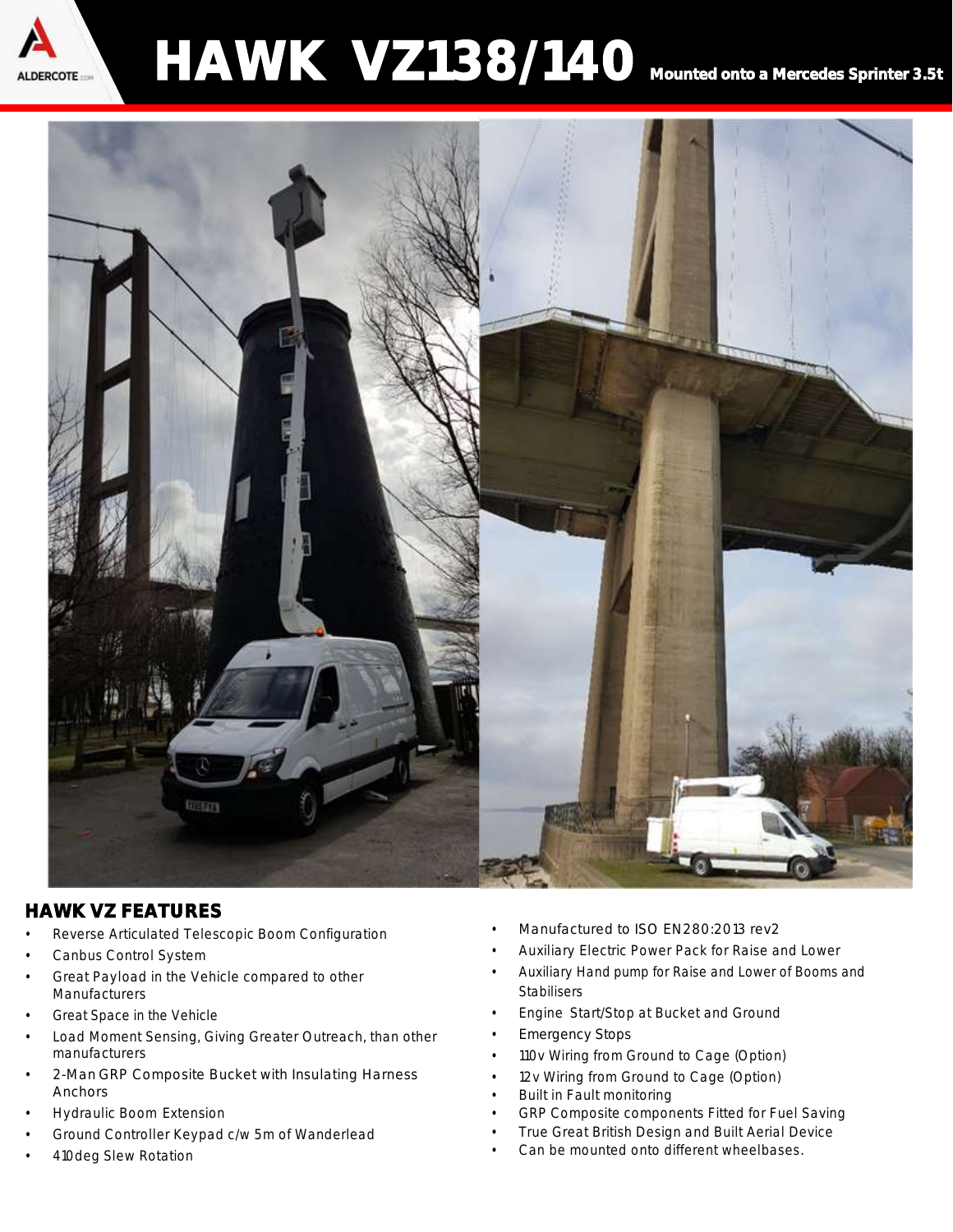# HAWK VZ138/140 Mounted onto a Mercedes Sprinter 3.5t

## HAWK VZ FEATURES

- Reverse Articulated Telescopic Boom Configuration
- Canbus Control System
- Great Payload in the Vehicle compared to other Manufacturers
- Great Space in the Vehicle
- Load Moment Sensing, Giving Greater Outreach, than other manufacturers
- 2-Man GRP Composite Bucket with Insulating Harness Anchors
- Hydraulic Boom Extension
- Ground Controller Keypad c/w 5m of Wanderlead
- 410deg Slew Rotation
- Manufactured to ISO EN280:2013 rev2
- Auxiliary Electric Power Pack for Raise and Lower
- Auxiliary Hand pump for Raise and Lower of Booms and Stabilisers
- Engine Start/Stop at Bucket and Ground
- Emergency Stops
- 110v Wiring from Ground to Cage (Option)
- 12v Wiring from Ground to Cage (Option)
- Built in Fault monitoring
- GRP Composite components Fitted for Fuel Saving
- True Great British Design and Built Aerial Device
- Can be mounted onto different wheelbases.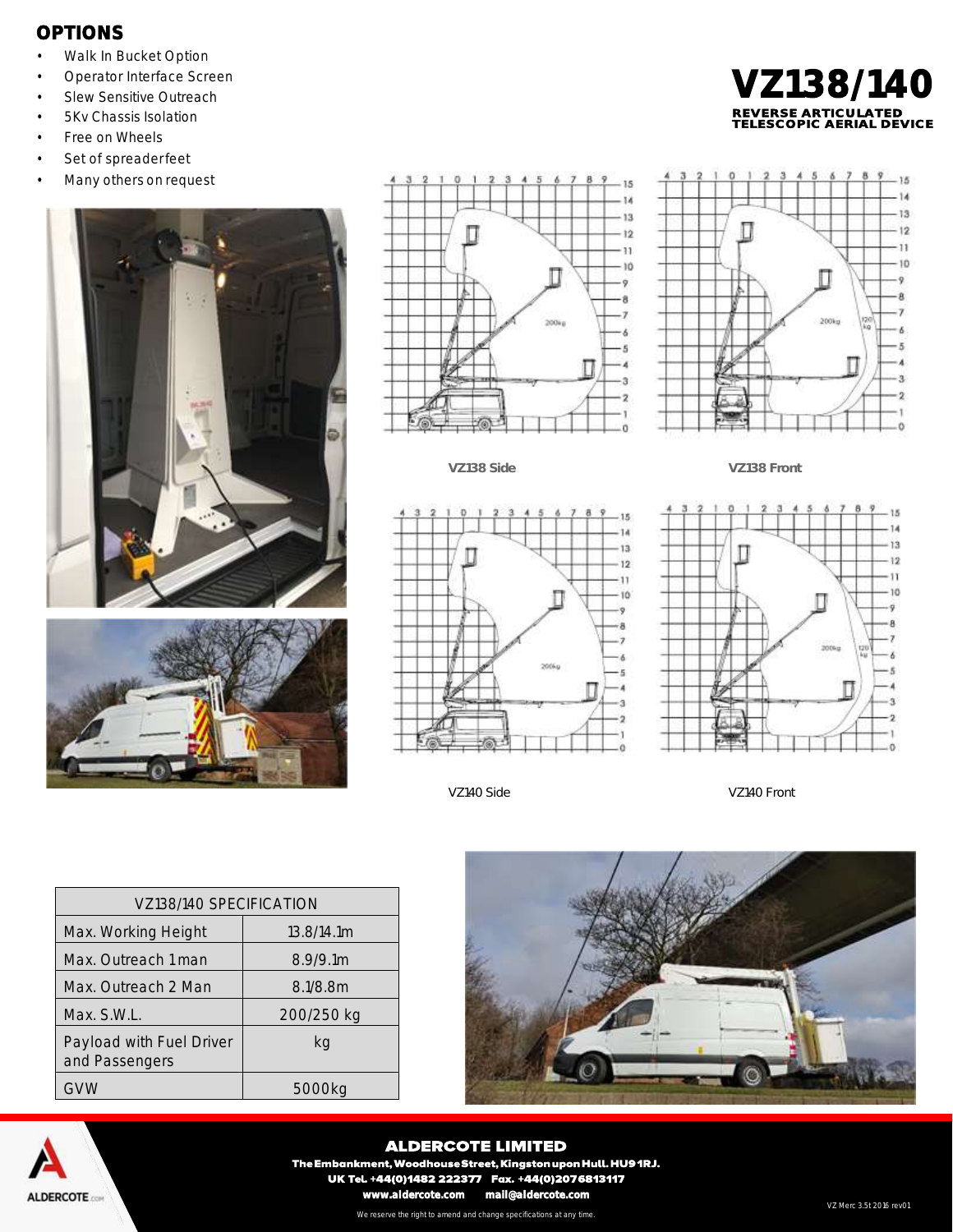# VZ138/140

REVERSE ARTICULATED TELESCOPIC AERIAL DEVICE

## OPTIONS

- Walk In Bucket Option
- Operator Interface Screen
- Slew Sensitive Outreach
- 5Kv Chassis Isolation
- Free on Wheels
- Set of spreaderfeet
- Many others on request

VZ138 Side

VZ138 Front

VZ140 Side

VZ140 Front

| VZ138/140 SPECIFICATION | |
|---|---|
| Max. Working Height | 13.8/14.1m |
| Max. Outreach 1 man | 8.9/9.1m |
| Max. Outreach 2 Man | 8.1/8.8m |
| Max. S.W.L. | 200/250 kg |
| Payload with Fuel Driver and Passengers | kg |
| GVW | 5000kg |

**ALDERCOTE LIMITED**

**The Embankment, Woodhouse Street, Kingston upon Hull. HU9 1RJ.**

**UK Tel. +44(0)1482 222377 Fax. +44(0)2076813117**

**www.aldercote.com mail@aldercote.com**

We reserve the right to amend and change specifications at any time.

VZ Merc 3.5t 2016 rev01